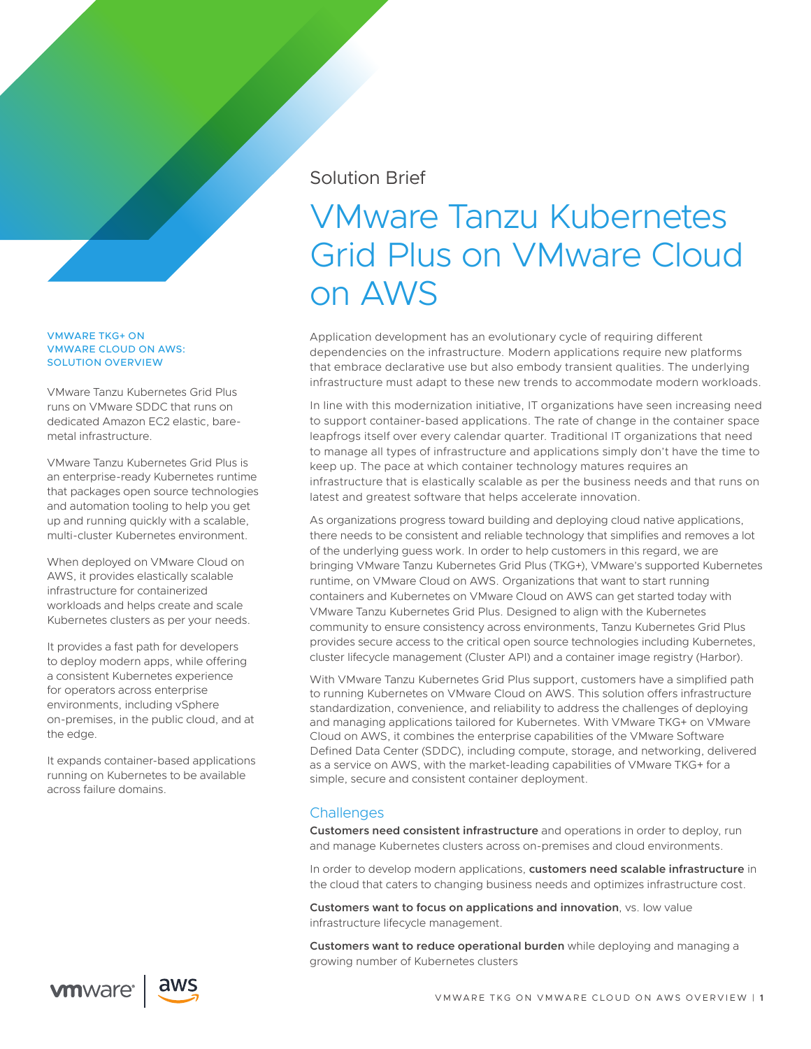Solution Brief

# VMware Tanzu Kubernetes Grid Plus on VMware Cloud on AWS

### VMWARE TKG+ ON VMWARE CLOUD ON AWS: SOLUTION OVERVIEW

VMware Tanzu Kubernetes Grid Plus runs on VMware SDDC that runs on dedicated Amazon EC2 elastic, bare-metal infrastructure.

VMware Tanzu Kubernetes Grid Plus is an enterprise-ready Kubernetes runtime that packages open source technologies and automation tooling to help you get up and running quickly with a scalable, multi-cluster Kubernetes environment.

When deployed on VMware Cloud on AWS, it provides elastically scalable infrastructure for containerized workloads and helps create and scale Kubernetes clusters as per your needs.

It provides a fast path for developers to deploy modern apps, while offering a consistent Kubernetes experience for operators across enterprise environments, including vSphere on-premises, in the public cloud, and at the edge.

It expands container-based applications running on Kubernetes to be available across failure domains.

Application development has an evolutionary cycle of requiring different dependencies on the infrastructure. Modern applications require new platforms that embrace declarative use but also embody transient qualities. The underlying infrastructure must adapt to these new trends to accommodate modern workloads.

In line with this modernization initiative, IT organizations have seen increasing need to support container-based applications. The rate of change in the container space leapfrogs itself over every calendar quarter. Traditional IT organizations that need to manage all types of infrastructure and applications simply don't have the time to keep up. The pace at which container technology matures requires an infrastructure that is elastically scalable as per the business needs and that runs on latest and greatest software that helps accelerate innovation.

As organizations progress toward building and deploying cloud native applications, there needs to be consistent and reliable technology that simplifies and removes a lot of the underlying guess work. In order to help customers in this regard, we are bringing VMware Tanzu Kubernetes Grid Plus (TKG+), VMware's supported Kubernetes runtime, on VMware Cloud on AWS. Organizations that want to start running containers and Kubernetes on VMware Cloud on AWS can get started today with VMware Tanzu Kubernetes Grid Plus. Designed to align with the Kubernetes community to ensure consistency across environments, Tanzu Kubernetes Grid Plus provides secure access to the critical open source technologies including Kubernetes, cluster lifecycle management (Cluster API) and a container image registry (Harbor).

With VMware Tanzu Kubernetes Grid Plus support, customers have a simplified path to running Kubernetes on VMware Cloud on AWS. This solution offers infrastructure standardization, convenience, and reliability to address the challenges of deploying and managing applications tailored for Kubernetes. With VMware TKG+ on VMware Cloud on AWS, it combines the enterprise capabilities of the VMware Software Defined Data Center (SDDC), including compute, storage, and networking, delivered as a service on AWS, with the market-leading capabilities of VMware TKG+ for a simple, secure and consistent container deployment.

## Challenges

**Customers need consistent infrastructure** and operations in order to deploy, run and manage Kubernetes clusters across on-premises and cloud environments.

In order to develop modern applications, **customers need scalable infrastructure** in the cloud that caters to changing business needs and optimizes infrastructure cost.

**Customers want to focus on applications and innovation**, vs. low value infrastructure lifecycle management.

**Customers want to reduce operational burden** while deploying and managing a growing number of Kubernetes clusters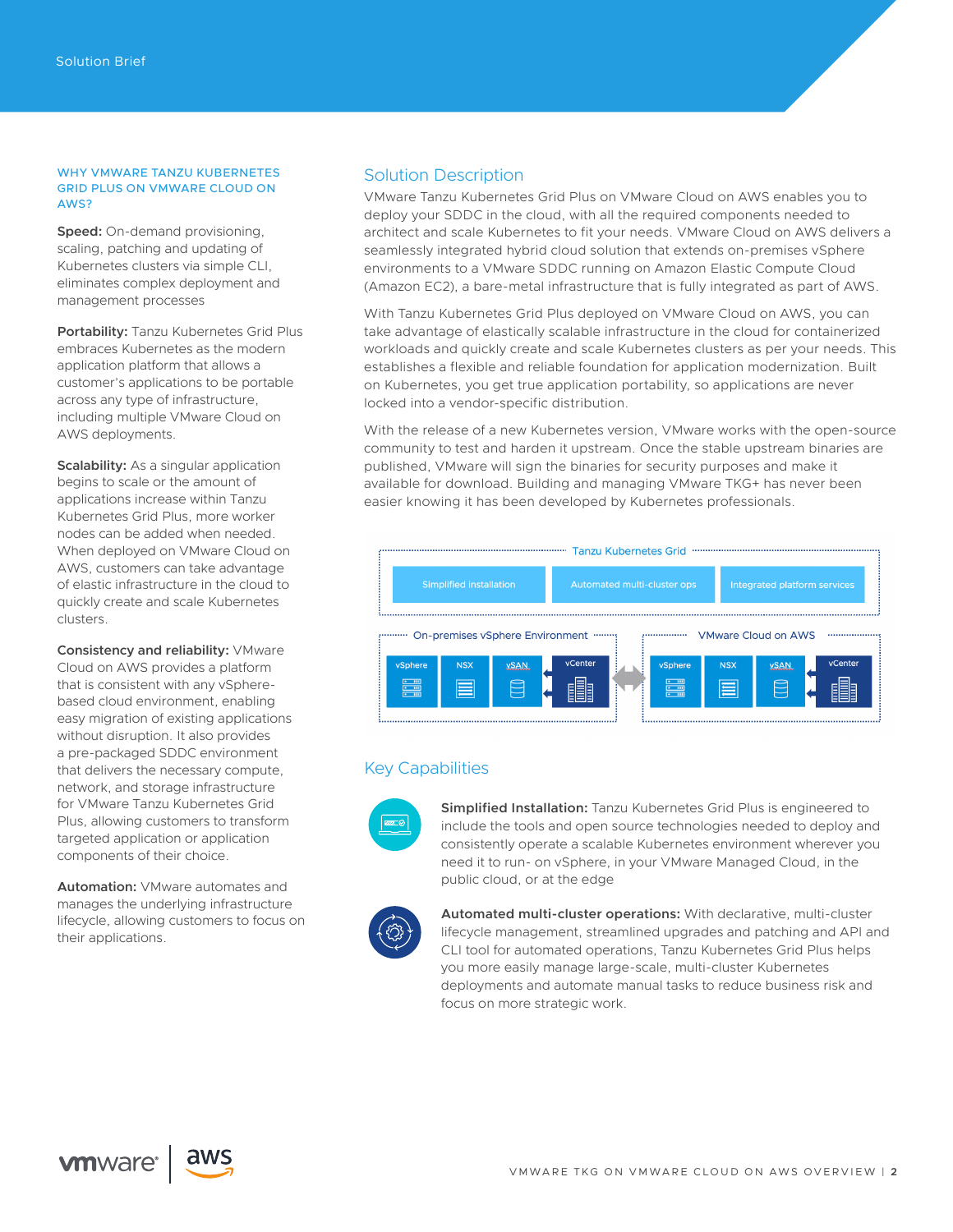### WHY VMWARE TANZU KUBERNETES GRID PLUS ON VMWARE CLOUD ON AWS?

**Speed:** On-demand provisioning, scaling, patching and updating of Kubernetes clusters via simple CLI, eliminates complex deployment and management processes

**Portability:** Tanzu Kubernetes Grid Plus embraces Kubernetes as the modern application platform that allows a customer's applications to be portable across any type of infrastructure, including multiple VMware Cloud on AWS deployments.

**Scalability:** As a singular application begins to scale or the amount of applications increase within Tanzu Kubernetes Grid Plus, more worker nodes can be added when needed. When deployed on VMware Cloud on AWS, customers can take advantage of elastic infrastructure in the cloud to quickly create and scale Kubernetes clusters.

**Consistency and reliability:** VMware Cloud on AWS provides a platform that is consistent with any vSphere-based cloud environment, enabling easy migration of existing applications without disruption. It also provides a pre-packaged SDDC environment that delivers the necessary compute, network, and storage infrastructure for VMware Tanzu Kubernetes Grid Plus, allowing customers to transform targeted application or application components of their choice.

**Automation:** VMware automates and manages the underlying infrastructure lifecycle, allowing customers to focus on their applications.

## Solution Description

VMware Tanzu Kubernetes Grid Plus on VMware Cloud on AWS enables you to deploy your SDDC in the cloud, with all the required components needed to architect and scale Kubernetes to fit your needs. VMware Cloud on AWS delivers a seamlessly integrated hybrid cloud solution that extends on-premises vSphere environments to a VMware SDDC running on Amazon Elastic Compute Cloud (Amazon EC2), a bare-metal infrastructure that is fully integrated as part of AWS.

With Tanzu Kubernetes Grid Plus deployed on VMware Cloud on AWS, you can take advantage of elastically scalable infrastructure in the cloud for containerized workloads and quickly create and scale Kubernetes clusters as per your needs. This establishes a flexible and reliable foundation for application modernization. Built on Kubernetes, you get true application portability, so applications are never locked into a vendor-specific distribution.

With the release of a new Kubernetes version, VMware works with the open-source community to test and harden it upstream. Once the stable upstream binaries are published, VMware will sign the binaries for security purposes and make it available for download. Building and managing VMware TKG+ has never been easier knowing it has been developed by Kubernetes professionals.

Tanzu Kubernetes Grid

Simplified installation | Automated multi-cluster ops | Integrated platform services

On-premises vSphere Environment: vSphere, NSX, vSAN, vCenter

VMware Cloud on AWS: vSphere, NSX, vSAN, vCenter

## Key Capabilities

**Simplified Installation:** Tanzu Kubernetes Grid Plus is engineered to include the tools and open source technologies needed to deploy and consistently operate a scalable Kubernetes environment wherever you need it to run- on vSphere, in your VMware Managed Cloud, in the public cloud, or at the edge

**Automated multi-cluster operations:** With declarative, multi-cluster lifecycle management, streamlined upgrades and patching and API and CLI tool for automated operations, Tanzu Kubernetes Grid Plus helps you more easily manage large-scale, multi-cluster Kubernetes deployments and automate manual tasks to reduce business risk and focus on more strategic work.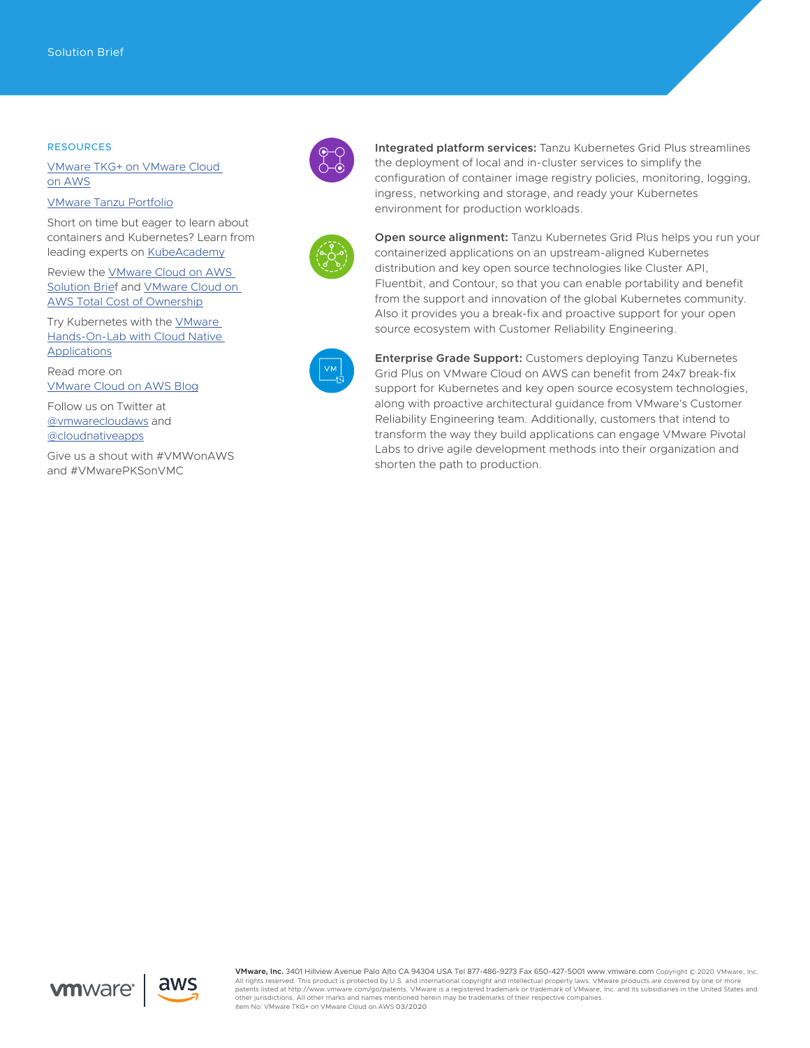## RESOURCES

[VMware TKG+ on VMware Cloud on AWS]

[VMware Tanzu Portfolio]

Short on time but eager to learn about containers and Kubernetes? Learn from leading experts on KubeAcademy

Review the VMware Cloud on AWS Solution Brief and VMware Cloud on AWS Total Cost of Ownership

Try Kubernetes with the VMware Hands-On-Lab with Cloud Native Applications

Read more on VMware Cloud on AWS Blog

Follow us on Twitter at @vmwarecloudaws and @cloudnativeapps

Give us a shout with #VMWonAWS and #VMwarePKSonVMC

**Integrated platform services:** Tanzu Kubernetes Grid Plus streamlines the deployment of local and in-cluster services to simplify the configuration of container image registry policies, monitoring, logging, ingress, networking and storage, and ready your Kubernetes environment for production workloads.

**Open source alignment:** Tanzu Kubernetes Grid Plus helps you run your containerized applications on an upstream-aligned Kubernetes distribution and key open source technologies like Cluster API, Fluentbit, and Contour, so that you can enable portability and benefit from the support and innovation of the global Kubernetes community. Also it provides you a break-fix and proactive support for your open source ecosystem with Customer Reliability Engineering.

**Enterprise Grade Support:** Customers deploying Tanzu Kubernetes Grid Plus on VMware Cloud on AWS can benefit from 24x7 break-fix support for Kubernetes and key open source ecosystem technologies, along with proactive architectural guidance from VMware's Customer Reliability Engineering team. Additionally, customers that intend to transform the way they build applications can engage VMware Pivotal Labs to drive agile development methods into their organization and shorten the path to production.

**VMware, Inc.** 3401 Hillview Avenue Palo Alto CA 94304 USA Tel 877-486-9273 Fax 650-427-5001 www.vmware.com Copyright © 2020 VMware, Inc. All rights reserved. This product is protected by U.S. and international copyright and intellectual property laws. VMware products are covered by one or more patents listed at http://www.vmware.com/go/patents. VMware is a registered trademark or trademark of VMware, Inc. and its subsidiaries in the United States and other jurisdictions. All other marks and names mentioned herein may be trademarks of their respective companies.
Item No: VMware TKG+ on VMware Cloud on AWS 03/2020